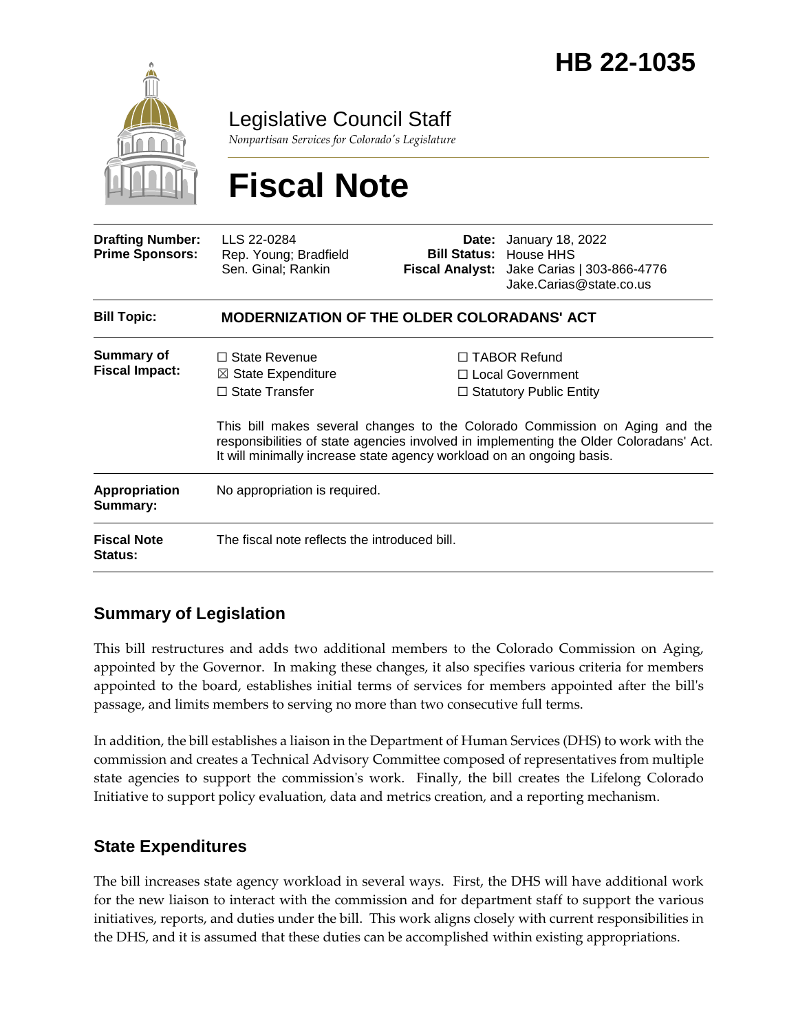# HB 22-1035

Legislative Council Staff

*Nonpartisan Services for Colorado's Legislature*

# Fiscal Note

| | | | |
|---|---|---|---|
| **Drafting Number:** | LLS 22-0284 | **Date:** | January 18, 2022 |
| **Prime Sponsors:** | Rep. Young; Bradfield<br>Sen. Ginal; Rankin | **Bill Status:** | House HHS |
| | | **Fiscal Analyst:** | Jake Carias \| 303-866-4776<br>Jake.Carias@state.co.us |

| | |
|---|---|
| **Bill Topic:** | **MODERNIZATION OF THE OLDER COLORADANS' ACT** |
| **Summary of Fiscal Impact:** | ☐ State Revenue ☒ State Expenditure ☐ State Transfer ☐ TABOR Refund ☐ Local Government ☐ Statutory Public Entity<br><br>This bill makes several changes to the Colorado Commission on Aging and the responsibilities of state agencies involved in implementing the Older Coloradans' Act. It will minimally increase state agency workload on an ongoing basis. |
| **Appropriation Summary:** | No appropriation is required. |
| **Fiscal Note Status:** | The fiscal note reflects the introduced bill. |

## Summary of Legislation

This bill restructures and adds two additional members to the Colorado Commission on Aging, appointed by the Governor. In making these changes, it also specifies various criteria for members appointed to the board, establishes initial terms of services for members appointed after the bill's passage, and limits members to serving no more than two consecutive full terms.

In addition, the bill establishes a liaison in the Department of Human Services (DHS) to work with the commission and creates a Technical Advisory Committee composed of representatives from multiple state agencies to support the commission's work. Finally, the bill creates the Lifelong Colorado Initiative to support policy evaluation, data and metrics creation, and a reporting mechanism.

## State Expenditures

The bill increases state agency workload in several ways. First, the DHS will have additional work for the new liaison to interact with the commission and for department staff to support the various initiatives, reports, and duties under the bill. This work aligns closely with current responsibilities in the DHS, and it is assumed that these duties can be accomplished within existing appropriations.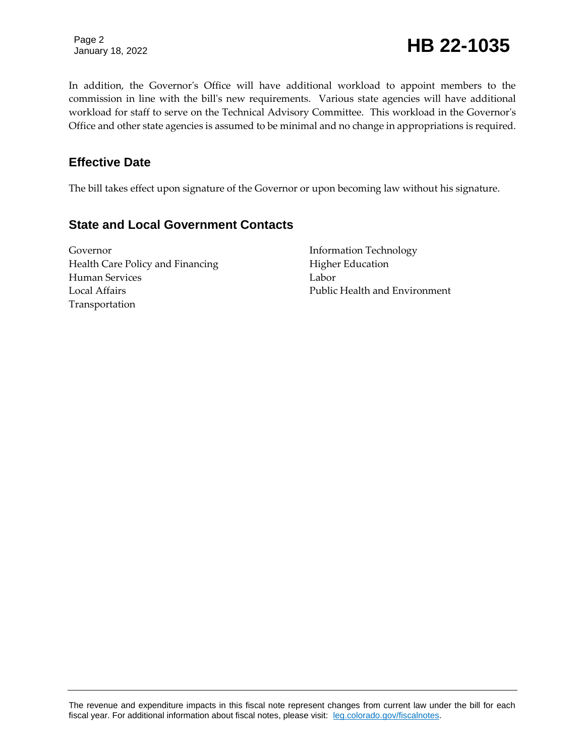In addition, the Governor's Office will have additional workload to appoint members to the commission in line with the bill's new requirements. Various state agencies will have additional workload for staff to serve on the Technical Advisory Committee. This workload in the Governor's Office and other state agencies is assumed to be minimal and no change in appropriations is required.

## Effective Date

The bill takes effect upon signature of the Governor or upon becoming law without his signature.

## State and Local Government Contacts

Governor
Health Care Policy and Financing
Human Services
Local Affairs
Transportation
Information Technology
Higher Education
Labor
Public Health and Environment

The revenue and expenditure impacts in this fiscal note represent changes from current law under the bill for each fiscal year. For additional information about fiscal notes, please visit: leg.colorado.gov/fiscalnotes.